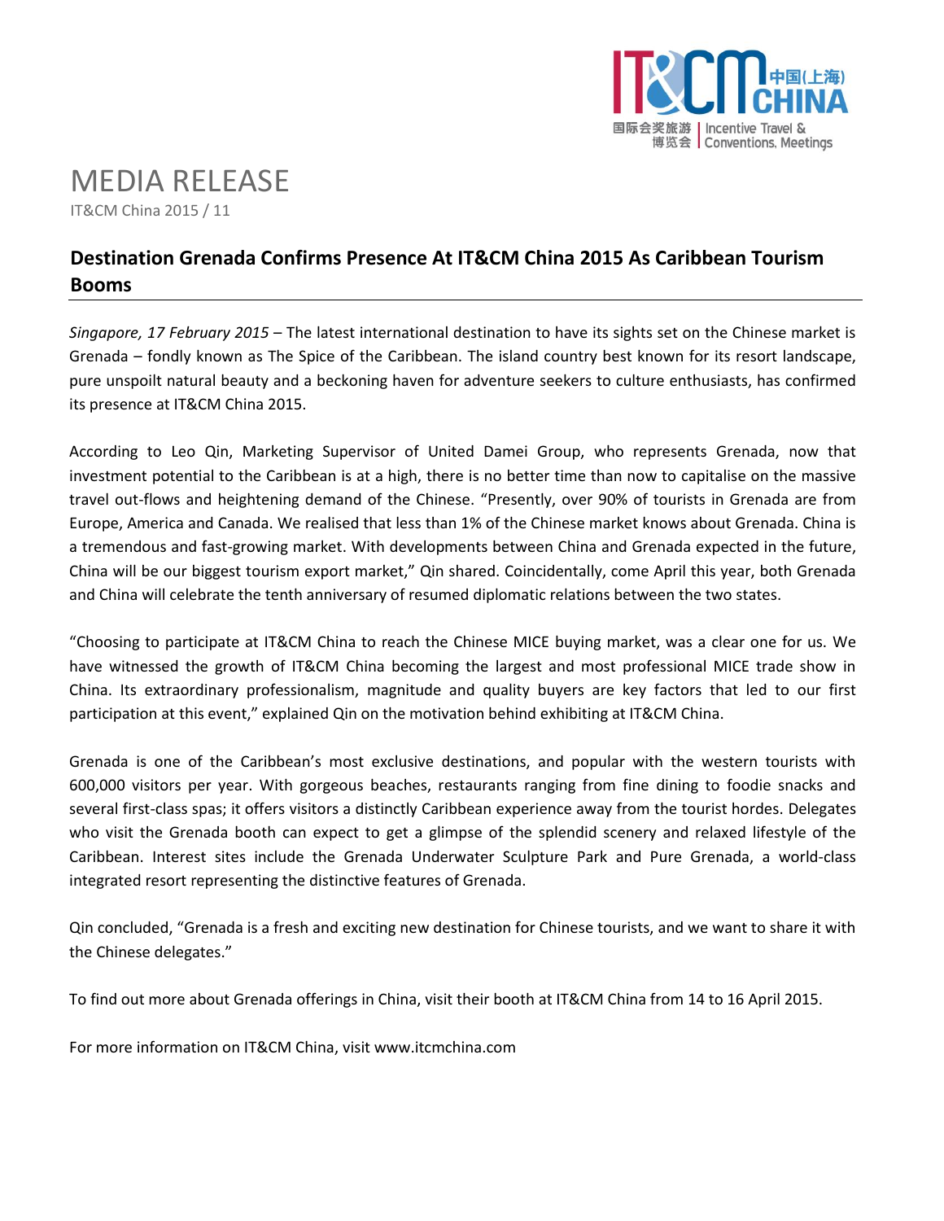# MEDIA RELEASE

IT&CM China 2015 / 11

## Destination Grenada Confirms Presence At IT&CM China 2015 As Caribbean Tourism Booms

*Singapore, 17 February 2015* – The latest international destination to have its sights set on the Chinese market is Grenada – fondly known as The Spice of the Caribbean. The island country best known for its resort landscape, pure unspoilt natural beauty and a beckoning haven for adventure seekers to culture enthusiasts, has confirmed its presence at IT&CM China 2015.

According to Leo Qin, Marketing Supervisor of United Damei Group, who represents Grenada, now that investment potential to the Caribbean is at a high, there is no better time than now to capitalise on the massive travel out-flows and heightening demand of the Chinese. "Presently, over 90% of tourists in Grenada are from Europe, America and Canada. We realised that less than 1% of the Chinese market knows about Grenada. China is a tremendous and fast-growing market. With developments between China and Grenada expected in the future, China will be our biggest tourism export market," Qin shared. Coincidentally, come April this year, both Grenada and China will celebrate the tenth anniversary of resumed diplomatic relations between the two states.

"Choosing to participate at IT&CM China to reach the Chinese MICE buying market, was a clear one for us. We have witnessed the growth of IT&CM China becoming the largest and most professional MICE trade show in China. Its extraordinary professionalism, magnitude and quality buyers are key factors that led to our first participation at this event," explained Qin on the motivation behind exhibiting at IT&CM China.

Grenada is one of the Caribbean's most exclusive destinations, and popular with the western tourists with 600,000 visitors per year. With gorgeous beaches, restaurants ranging from fine dining to foodie snacks and several first-class spas; it offers visitors a distinctly Caribbean experience away from the tourist hordes. Delegates who visit the Grenada booth can expect to get a glimpse of the splendid scenery and relaxed lifestyle of the Caribbean. Interest sites include the Grenada Underwater Sculpture Park and Pure Grenada, a world-class integrated resort representing the distinctive features of Grenada.

Qin concluded, "Grenada is a fresh and exciting new destination for Chinese tourists, and we want to share it with the Chinese delegates."

To find out more about Grenada offerings in China, visit their booth at IT&CM China from 14 to 16 April 2015.

For more information on IT&CM China, visit www.itcmchina.com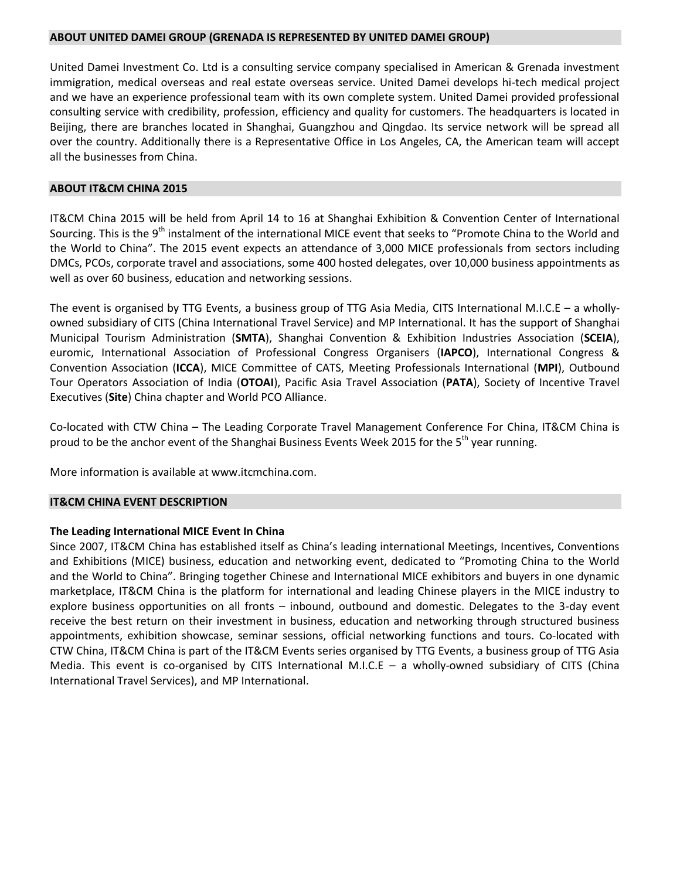## ABOUT UNITED DAMEI GROUP (GRENADA IS REPRESENTED BY UNITED DAMEI GROUP)

United Damei Investment Co. Ltd is a consulting service company specialised in American & Grenada investment immigration, medical overseas and real estate overseas service. United Damei develops hi-tech medical project and we have an experience professional team with its own complete system. United Damei provided professional consulting service with credibility, profession, efficiency and quality for customers. The headquarters is located in Beijing, there are branches located in Shanghai, Guangzhou and Qingdao. Its service network will be spread all over the country. Additionally there is a Representative Office in Los Angeles, CA, the American team will accept all the businesses from China.

## ABOUT IT&CM CHINA 2015

IT&CM China 2015 will be held from April 14 to 16 at Shanghai Exhibition & Convention Center of International Sourcing. This is the 9th instalment of the international MICE event that seeks to "Promote China to the World and the World to China". The 2015 event expects an attendance of 3,000 MICE professionals from sectors including DMCs, PCOs, corporate travel and associations, some 400 hosted delegates, over 10,000 business appointments as well as over 60 business, education and networking sessions.

The event is organised by TTG Events, a business group of TTG Asia Media, CITS International M.I.C.E – a wholly-owned subsidiary of CITS (China International Travel Service) and MP International. It has the support of Shanghai Municipal Tourism Administration (**SMTA**), Shanghai Convention & Exhibition Industries Association (**SCEIA**), euromic, International Association of Professional Congress Organisers (**IAPCO**), International Congress & Convention Association (**ICCA**), MICE Committee of CATS, Meeting Professionals International (**MPI**), Outbound Tour Operators Association of India (**OTOAI**), Pacific Asia Travel Association (**PATA**), Society of Incentive Travel Executives (**Site**) China chapter and World PCO Alliance.

Co-located with CTW China – The Leading Corporate Travel Management Conference For China, IT&CM China is proud to be the anchor event of the Shanghai Business Events Week 2015 for the 5th year running.

More information is available at www.itcmchina.com.

## IT&CM CHINA EVENT DESCRIPTION

**The Leading International MICE Event In China**

Since 2007, IT&CM China has established itself as China's leading international Meetings, Incentives, Conventions and Exhibitions (MICE) business, education and networking event, dedicated to "Promoting China to the World and the World to China". Bringing together Chinese and International MICE exhibitors and buyers in one dynamic marketplace, IT&CM China is the platform for international and leading Chinese players in the MICE industry to explore business opportunities on all fronts – inbound, outbound and domestic. Delegates to the 3-day event receive the best return on their investment in business, education and networking through structured business appointments, exhibition showcase, seminar sessions, official networking functions and tours. Co-located with CTW China, IT&CM China is part of the IT&CM Events series organised by TTG Events, a business group of TTG Asia Media. This event is co-organised by CITS International M.I.C.E – a wholly-owned subsidiary of CITS (China International Travel Services), and MP International.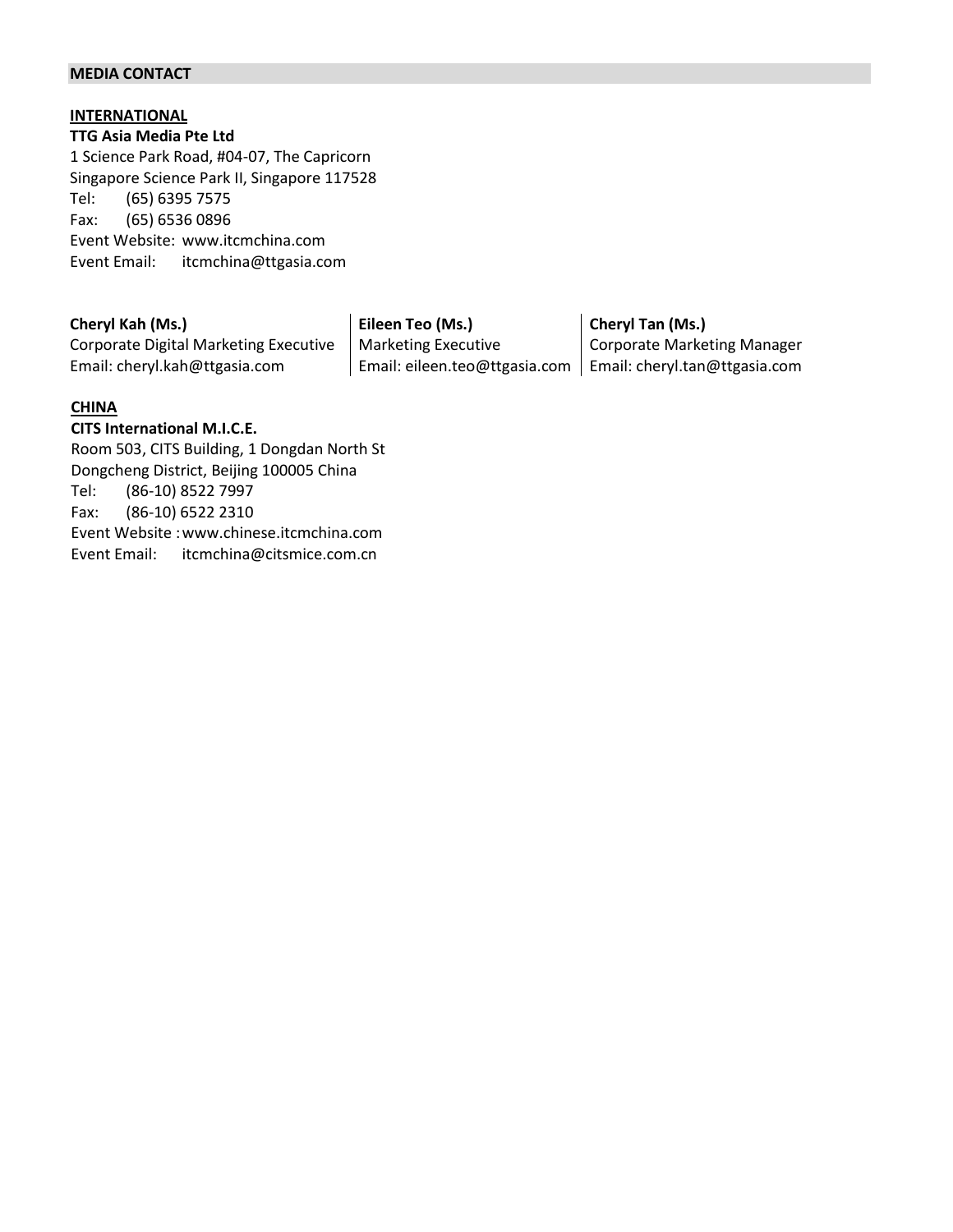## MEDIA CONTACT

**INTERNATIONAL**

**TTG Asia Media Pte Ltd**
1 Science Park Road, #04-07, The Capricorn
Singapore Science Park II, Singapore 117528
Tel: (65) 6395 7575
Fax: (65) 6536 0896
Event Website: www.itcmchina.com
Event Email: itcmchina@ttgasia.com

| **Cheryl Kah (Ms.)** | **Eileen Teo (Ms.)** | **Cheryl Tan (Ms.)** |
|---|---|---|
| Corporate Digital Marketing Executive | Marketing Executive | Corporate Marketing Manager |
| Email: cheryl.kah@ttgasia.com | Email: eileen.teo@ttgasia.com | Email: cheryl.tan@ttgasia.com |

**CHINA**

**CITS International M.I.C.E.**
Room 503, CITS Building, 1 Dongdan North St
Dongcheng District, Beijing 100005 China
Tel: (86-10) 8522 7997
Fax: (86-10) 6522 2310
Event Website : www.chinese.itcmchina.com
Event Email: itcmchina@citsmice.com.cn